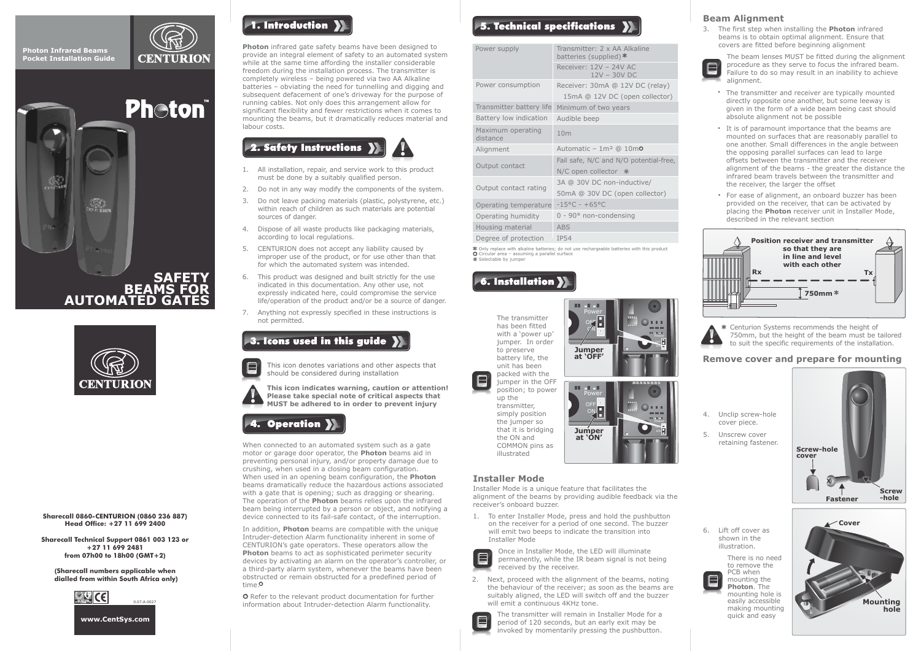**Photon Infrared Beams**
**Pocket Installation Guide**

CENTURION

# Photon™

# SAFETY BEAMS FOR AUTOMATED GATES

CENTURION

**Sharecall 0860-CENTURION (0860 236 887)**
**Head Office: +27 11 699 2400**

**Sharecall Technical Support 0861 003 123 or +27 11 699 2481 from 07h00 to 18h00 (GMT+2)**

**(Sharecall numbers applicable when dialled from within South Africa only)**

0.07.A.0027

**www.CentSys.com**

## 1. Introduction

**Photon** infrared gate safety beams have been designed to provide an integral element of safety to an automated system while at the same time affording the installer considerable freedom during the installation process. The transmitter is completely wireless – being powered via two AA Alkaline batteries – obviating the need for tunnelling and digging and subsequent defacement of one's driveway for the purpose of running cables. Not only does this arrangement allow for significant flexibility and fewer restrictions when it comes to mounting the beams, but it dramatically reduces material and labour costs.

## 2. Safety Instructions

1. All installation, repair, and service work to this product must be done by a suitably qualified person.
2. Do not in any way modify the components of the system.
3. Do not leave packing materials (plastic, polystyrene, etc.) within reach of children as such materials are potential sources of danger.
4. Dispose of all waste products like packaging materials, according to local regulations.
5. CENTURION does not accept any liability caused by improper use of the product, or for use other than that for which the automated system was intended.
6. This product was designed and built strictly for the use indicated in this documentation. Any other use, not expressly indicated here, could compromise the service life/operation of the product and/or be a source of danger.
7. Anything not expressly specified in these instructions is not permitted.

## 3. Icons used in this guide

This icon denotes variations and other aspects that should be considered during installation

**This icon indicates warning, caution or attention! Please take special note of critical aspects that MUST be adhered to in order to prevent injury**

## 4. Operation

When connected to an automated system such as a gate motor or garage door operator, the **Photon** beams aid in preventing personal injury, and/or property damage due to crushing, when used in a closing beam configuration. When used in an opening beam configuration, the **Photon** beams dramatically reduce the hazardous actions associated with a gate that is opening; such as dragging or shearing. The operation of the **Photon** beams relies upon the infrared beam being interrupted by a person or object, and notifying a device connected to its fail-safe contact, of the interruption.

In addition, **Photon** beams are compatible with the unique Intruder-detection Alarm functionality inherent in some of CENTURION's gate operators. These operators allow the **Photon** beams to act as sophisticated perimeter security devices by activating an alarm on the operator's controller, or a third-party alarm system, whenever the beams have been obstructed or remain obstructed for a predefined period of time.✪

✪ Refer to the relevant product documentation for further information about Intruder-detection Alarm functionality.

## 5. Technical specifications

| | |
|---|---|
| Power supply | Transmitter: 2 x AA Alkaline batteries (supplied)✱ |
| | Receiver: 12V – 24V AC; 12V – 30V DC |
| Power consumption | Receiver: 30mA @ 12V DC (relay) |
| | 15mA @ 12V DC (open collector) |
| Transmitter battery life | Minimum of two years |
| Battery low indication | Audible beep |
| Maximum operating distance | 10m |
| Alignment | Automatic – 1m² @ 10m✪ |
| Output contact | Fail safe, N/C and N/O potential-free, N/C open collector ✸ |
| Output contact rating | 3A @ 30V DC non-inductive/ 50mA @ 30V DC (open collector) |
| Operating temperature | -15°C - +65°C |
| Operating humidity | 0 - 90° non-condensing |
| Housing material | ABS |
| Degree of protection | IP54 |

✱ Only replace with alkaline batteries; do not use rechargeable batteries with this product
✪ Circular area – assuming a parallel surface
✸ Selectable by jumper

## 6. Installation

The transmitter has been fitted with a 'power up' jumper. In order to preserve battery life, the unit has been packed with the jumper in the OFF position; to power up the transmitter, simply position the jumper so that it is bridging the ON and COMMON pins as illustrated

Jumper at 'OFF'

Jumper at 'ON'

### Installer Mode

Installer Mode is a unique feature that facilitates the alignment of the beams by providing audible feedback via the receiver's onboard buzzer.

1. To enter Installer Mode, press and hold the pushbutton on the receiver for a period of one second. The buzzer will emit two beeps to indicate the transition into Installer Mode

Once in Installer Mode, the LED will illuminate permanently, while the IR beam signal is not being received by the receiver.

2. Next, proceed with the alignment of the beams, noting the behaviour of the receiver; as soon as the beams are suitably aligned, the LED will switch off and the buzzer will emit a continuous 4KHz tone.

The transmitter will remain in Installer Mode for a period of 120 seconds, but an early exit may be invoked by momentarily pressing the pushbutton.

### Beam Alignment

3. The first step when installing the **Photon** infrared beams is to obtain optimal alignment. Ensure that covers are fitted before beginning alignment

The beam lenses MUST be fitted during the alignment procedure as they serve to focus the infrared beam. Failure to do so may result in an inability to achieve alignment.

- The transmitter and receiver are typically mounted directly opposite one another, but some leeway is given in the form of a wide beam being cast should absolute alignment not be possible
- It is of paramount importance that the beams are mounted on surfaces that are reasonably parallel to one another. Small differences in the angle between the opposing parallel surfaces can lead to large offsets between the transmitter and the receiver alignment of the beams - the greater the distance the infrared beam travels between the transmitter and the receiver, the larger the offset
- For ease of alignment, an onboard buzzer has been provided on the receiver, that can be activated by placing the **Photon** receiver unit in Installer Mode, described in the relevant section

Position receiver and transmitter so that they are in line and level with each other

Rx — Tx

750mm✱

✱ Centurion Systems recommends the height of 750mm, but the height of the beam must be tailored to suit the specific requirements of the installation.

### Remove cover and prepare for mounting

4. Unclip screw-hole cover piece.
5. Unscrew cover retaining fastener.

Screw-hole cover — Fastener — Screw-hole

6. Lift off cover as shown in the illustration.

There is no need to remove the PCB when mounting the **Photon**. The mounting hole is easily accessible making mounting quick and easy

Cover — Mounting hole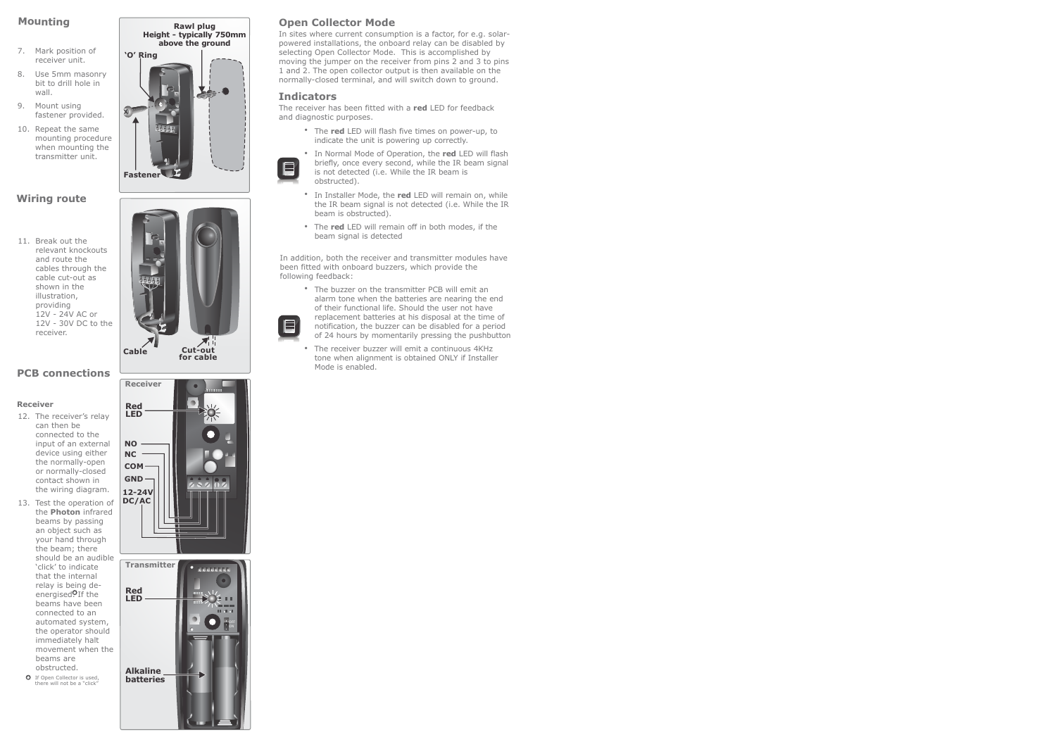## Mounting

7. Mark position of receiver unit.
8. Use 5mm masonry bit to drill hole in wall.
9. Mount using fastener provided.
10. Repeat the same mounting procedure when mounting the transmitter unit.

Rawl plug
Height - typically 750mm above the ground
'O' Ring
Fastener

## Wiring route

11. Break out the relevant knockouts and route the cables through the cable cut-out as shown in the illustration, providing 12V - 24V AC or 12V - 30V DC to the receiver.

Cable
Cut-out for cable

## PCB connections

### Receiver

12. The receiver's relay can then be connected to the input of an external device using either the normally-open or normally-closed contact shown in the wiring diagram.
13. Test the operation of the **Photon** infrared beams by passing an object such as your hand through the beam; there should be an audible 'click' to indicate that the internal relay is being de-energised.° If the beams have been connected to an automated system, the operator should immediately halt movement when the beams are obstructed.

° If Open Collector is used, there will not be a "click"

Receiver
Red LED
NO
NC
COM
GND
12-24V DC/AC

Transmitter
Red LED
Alkaline batteries

## Open Collector Mode

In sites where current consumption is a factor, for e.g. solar-powered installations, the onboard relay can be disabled by selecting Open Collector Mode. This is accomplished by moving the jumper on the receiver from pins 2 and 3 to pins 1 and 2. The open collector output is then available on the normally-closed terminal, and will switch down to ground.

## Indicators

The receiver has been fitted with a **red** LED for feedback and diagnostic purposes.

- The **red** LED will flash five times on power-up, to indicate the unit is powering up correctly.
- In Normal Mode of Operation, the **red** LED will flash briefly, once every second, while the IR beam signal is not detected (i.e. While the IR beam is obstructed).
- In Installer Mode, the **red** LED will remain on, while the IR beam signal is not detected (i.e. While the IR beam is obstructed).
- The **red** LED will remain off in both modes, if the beam signal is detected

In addition, both the receiver and transmitter modules have been fitted with onboard buzzers, which provide the following feedback:

- The buzzer on the transmitter PCB will emit an alarm tone when the batteries are nearing the end of their functional life. Should the user not have replacement batteries at his disposal at the time of notification, the buzzer can be disabled for a period of 24 hours by momentarily pressing the pushbutton
- The receiver buzzer will emit a continuous 4KHz tone when alignment is obtained ONLY if Installer Mode is enabled.